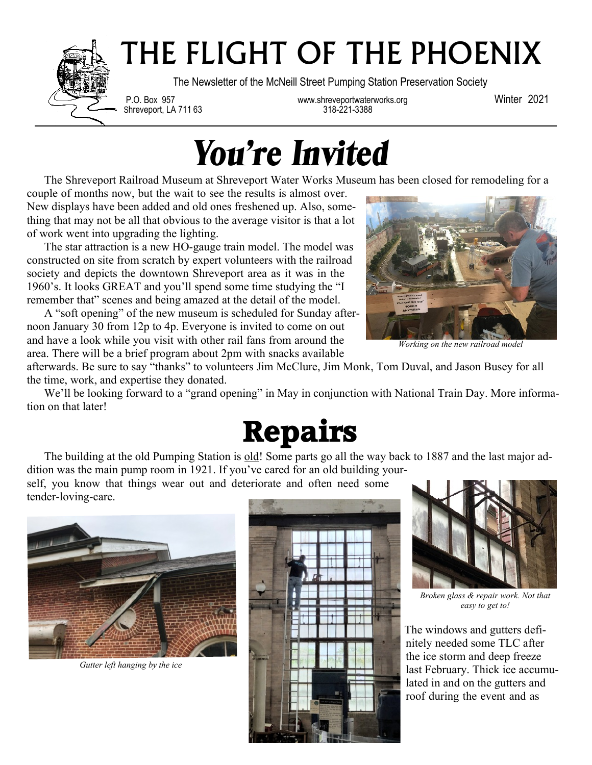# THE FLIGHT OF THE PHOENIX

The Newsletter of the McNeill Street Pumping Station Preservation Society

P.O. Box 957
Shreveport, LA 711 63

www.shreveportwaterworks.org
318-221-3388

Winter 2021

## *You're Invited*

The Shreveport Railroad Museum at Shreveport Water Works Museum has been closed for remodeling for a couple of months now, but the wait to see the results is almost over. New displays have been added and old ones freshened up. Also, something that may not be all that obvious to the average visitor is that a lot of work went into upgrading the lighting.

The star attraction is a new HO-gauge train model. The model was constructed on site from scratch by expert volunteers with the railroad society and depicts the downtown Shreveport area as it was in the 1960's. It looks GREAT and you'll spend some time studying the "I remember that" scenes and being amazed at the detail of the model.

*Working on the new railroad model*

A "soft opening" of the new museum is scheduled for Sunday afternoon January 30 from 12p to 4p. Everyone is invited to come on out and have a look while you visit with other rail fans from around the area. There will be a brief program about 2pm with snacks available afterwards. Be sure to say "thanks" to volunteers Jim McClure, Jim Monk, Tom Duval, and Jason Busey for all the time, work, and expertise they donated.

We'll be looking forward to a "grand opening" in May in conjunction with National Train Day. More information on that later!

## Repairs

The building at the old Pumping Station is old! Some parts go all the way back to 1887 and the last major addition was the main pump room in 1921. If you've cared for an old building yourself, you know that things wear out and deteriorate and often need some tender-loving-care.

*Gutter left hanging by the ice*

*Broken glass & repair work. Not that easy to get to!*

The windows and gutters definitely needed some TLC after the ice storm and deep freeze last February. Thick ice accumulated in and on the gutters and roof during the event and as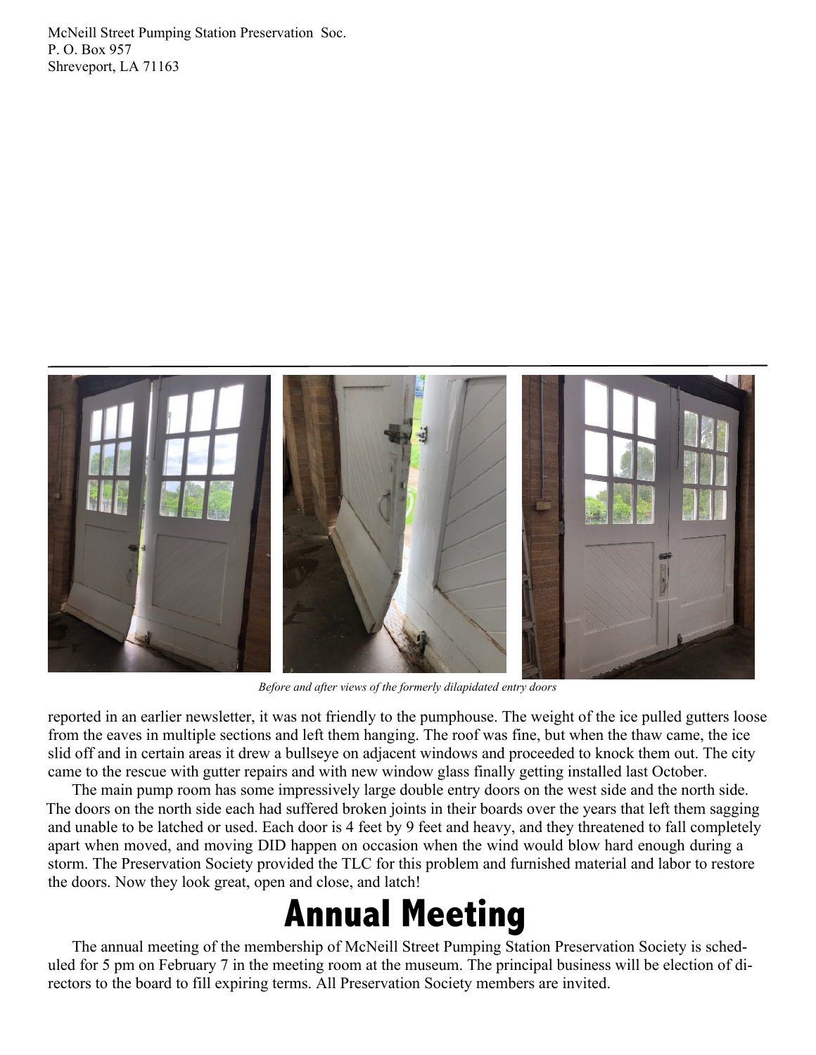McNeill Street Pumping Station Preservation Soc.
P. O. Box 957
Shreveport, LA 71163

*Before and after views of the formerly dilapidated entry doors*

reported in an earlier newsletter, it was not friendly to the pumphouse. The weight of the ice pulled gutters loose from the eaves in multiple sections and left them hanging. The roof was fine, but when the thaw came, the ice slid off and in certain areas it drew a bullseye on adjacent windows and proceeded to knock them out. The city came to the rescue with gutter repairs and with new window glass finally getting installed last October.

The main pump room has some impressively large double entry doors on the west side and the north side. The doors on the north side each had suffered broken joints in their boards over the years that left them sagging and unable to be latched or used. Each door is 4 feet by 9 feet and heavy, and they threatened to fall completely apart when moved, and moving DID happen on occasion when the wind would blow hard enough during a storm. The Preservation Society provided the TLC for this problem and furnished material and labor to restore the doors. Now they look great, open and close, and latch!

# Annual Meeting

The annual meeting of the membership of McNeill Street Pumping Station Preservation Society is scheduled for 5 pm on February 7 in the meeting room at the museum. The principal business will be election of directors to the board to fill expiring terms. All Preservation Society members are invited.